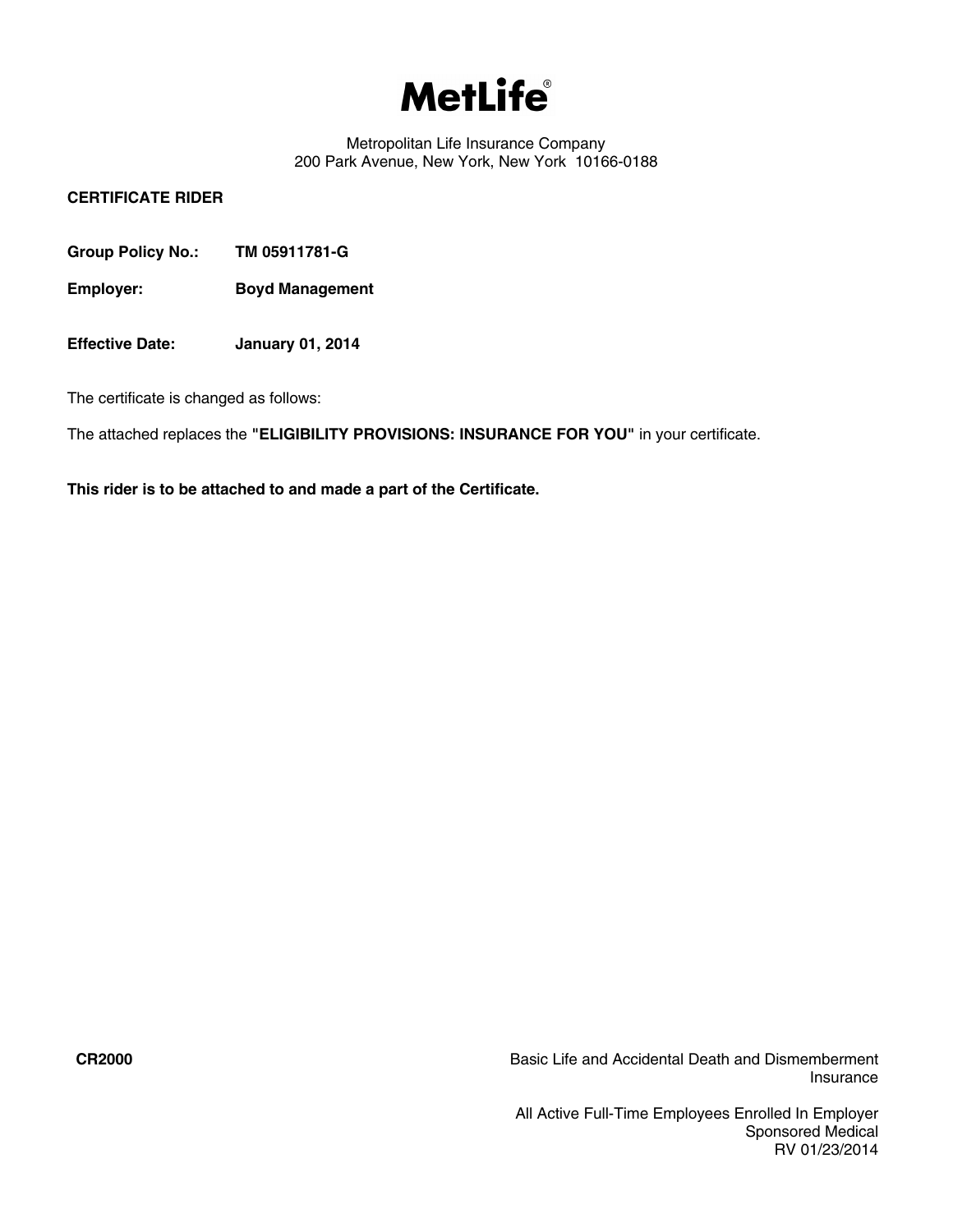# MetLife®

Metropolitan Life Insurance Company
200 Park Avenue, New York, New York 10166-0188

**CERTIFICATE RIDER**

**Group Policy No.:** **TM 05911781-G**

**Employer:** **Boyd Management**

**Effective Date:** **January 01, 2014**

The certificate is changed as follows:

The attached replaces the **"ELIGIBILITY PROVISIONS: INSURANCE FOR YOU"** in your certificate.

**This rider is to be attached to and made a part of the Certificate.**

**CR2000**

Basic Life and Accidental Death and Dismemberment Insurance

All Active Full-Time Employees Enrolled In Employer Sponsored Medical
RV 01/23/2014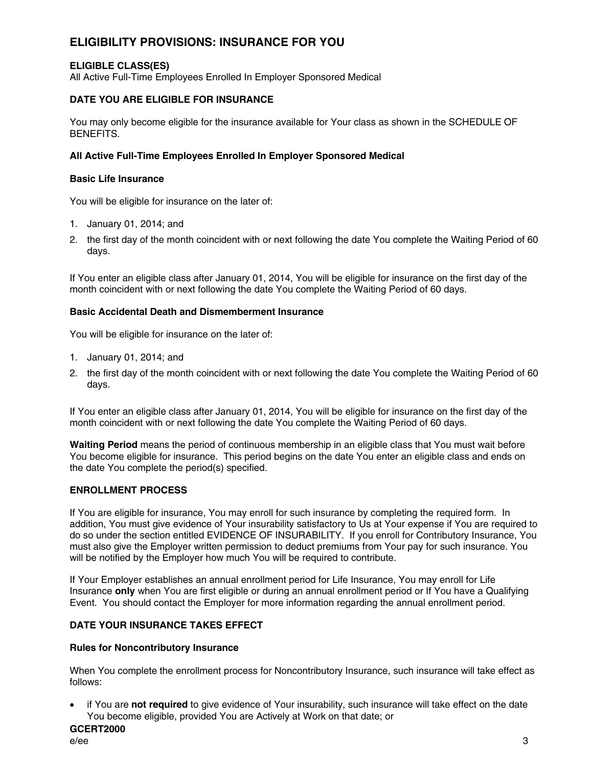## ELIGIBILITY PROVISIONS: INSURANCE FOR YOU

### ELIGIBLE CLASS(ES)

All Active Full-Time Employees Enrolled In Employer Sponsored Medical

### DATE YOU ARE ELIGIBLE FOR INSURANCE

You may only become eligible for the insurance available for Your class as shown in the SCHEDULE OF BENEFITS.

**All Active Full-Time Employees Enrolled In Employer Sponsored Medical**

**Basic Life Insurance**

You will be eligible for insurance on the later of:

1. January 01, 2014; and
2. the first day of the month coincident with or next following the date You complete the Waiting Period of 60 days.

If You enter an eligible class after January 01, 2014, You will be eligible for insurance on the first day of the month coincident with or next following the date You complete the Waiting Period of 60 days.

**Basic Accidental Death and Dismemberment Insurance**

You will be eligible for insurance on the later of:

1. January 01, 2014; and
2. the first day of the month coincident with or next following the date You complete the Waiting Period of 60 days.

If You enter an eligible class after January 01, 2014, You will be eligible for insurance on the first day of the month coincident with or next following the date You complete the Waiting Period of 60 days.

**Waiting Period** means the period of continuous membership in an eligible class that You must wait before You become eligible for insurance. This period begins on the date You enter an eligible class and ends on the date You complete the period(s) specified.

### ENROLLMENT PROCESS

If You are eligible for insurance, You may enroll for such insurance by completing the required form. In addition, You must give evidence of Your insurability satisfactory to Us at Your expense if You are required to do so under the section entitled EVIDENCE OF INSURABILITY. If you enroll for Contributory Insurance, You must also give the Employer written permission to deduct premiums from Your pay for such insurance. You will be notified by the Employer how much You will be required to contribute.

If Your Employer establishes an annual enrollment period for Life Insurance, You may enroll for Life Insurance **only** when You are first eligible or during an annual enrollment period or If You have a Qualifying Event. You should contact the Employer for more information regarding the annual enrollment period.

### DATE YOUR INSURANCE TAKES EFFECT

**Rules for Noncontributory Insurance**

When You complete the enrollment process for Noncontributory Insurance, such insurance will take effect as follows:

- if You are **not required** to give evidence of Your insurability, such insurance will take effect on the date You become eligible, provided You are Actively at Work on that date; or

GCERT2000
e/ee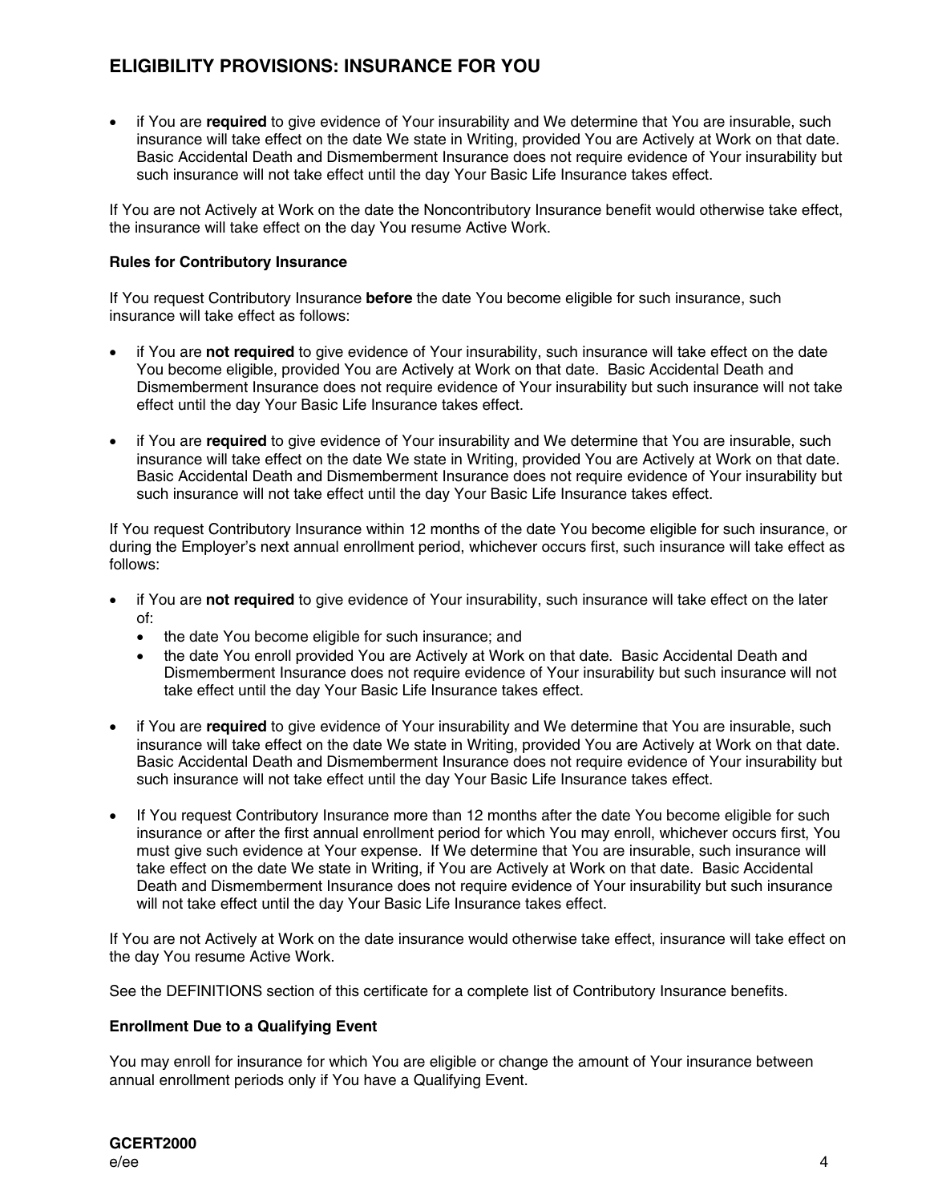## ELIGIBILITY PROVISIONS: INSURANCE FOR YOU

- if You are **required** to give evidence of Your insurability and We determine that You are insurable, such insurance will take effect on the date We state in Writing, provided You are Actively at Work on that date. Basic Accidental Death and Dismemberment Insurance does not require evidence of Your insurability but such insurance will not take effect until the day Your Basic Life Insurance takes effect.

If You are not Actively at Work on the date the Noncontributory Insurance benefit would otherwise take effect, the insurance will take effect on the day You resume Active Work.

**Rules for Contributory Insurance**

If You request Contributory Insurance **before** the date You become eligible for such insurance, such insurance will take effect as follows:

- if You are **not required** to give evidence of Your insurability, such insurance will take effect on the date You become eligible, provided You are Actively at Work on that date. Basic Accidental Death and Dismemberment Insurance does not require evidence of Your insurability but such insurance will not take effect until the day Your Basic Life Insurance takes effect.

- if You are **required** to give evidence of Your insurability and We determine that You are insurable, such insurance will take effect on the date We state in Writing, provided You are Actively at Work on that date. Basic Accidental Death and Dismemberment Insurance does not require evidence of Your insurability but such insurance will not take effect until the day Your Basic Life Insurance takes effect.

If You request Contributory Insurance within 12 months of the date You become eligible for such insurance, or during the Employer's next annual enrollment period, whichever occurs first, such insurance will take effect as follows:

- if You are **not required** to give evidence of Your insurability, such insurance will take effect on the later of:
  - the date You become eligible for such insurance; and
  - the date You enroll provided You are Actively at Work on that date. Basic Accidental Death and Dismemberment Insurance does not require evidence of Your insurability but such insurance will not take effect until the day Your Basic Life Insurance takes effect.

- if You are **required** to give evidence of Your insurability and We determine that You are insurable, such insurance will take effect on the date We state in Writing, provided You are Actively at Work on that date. Basic Accidental Death and Dismemberment Insurance does not require evidence of Your insurability but such insurance will not take effect until the day Your Basic Life Insurance takes effect.

- If You request Contributory Insurance more than 12 months after the date You become eligible for such insurance or after the first annual enrollment period for which You may enroll, whichever occurs first, You must give such evidence at Your expense. If We determine that You are insurable, such insurance will take effect on the date We state in Writing, if You are Actively at Work on that date. Basic Accidental Death and Dismemberment Insurance does not require evidence of Your insurability but such insurance will not take effect until the day Your Basic Life Insurance takes effect.

If You are not Actively at Work on the date insurance would otherwise take effect, insurance will take effect on the day You resume Active Work.

See the DEFINITIONS section of this certificate for a complete list of Contributory Insurance benefits.

**Enrollment Due to a Qualifying Event**

You may enroll for insurance for which You are eligible or change the amount of Your insurance between annual enrollment periods only if You have a Qualifying Event.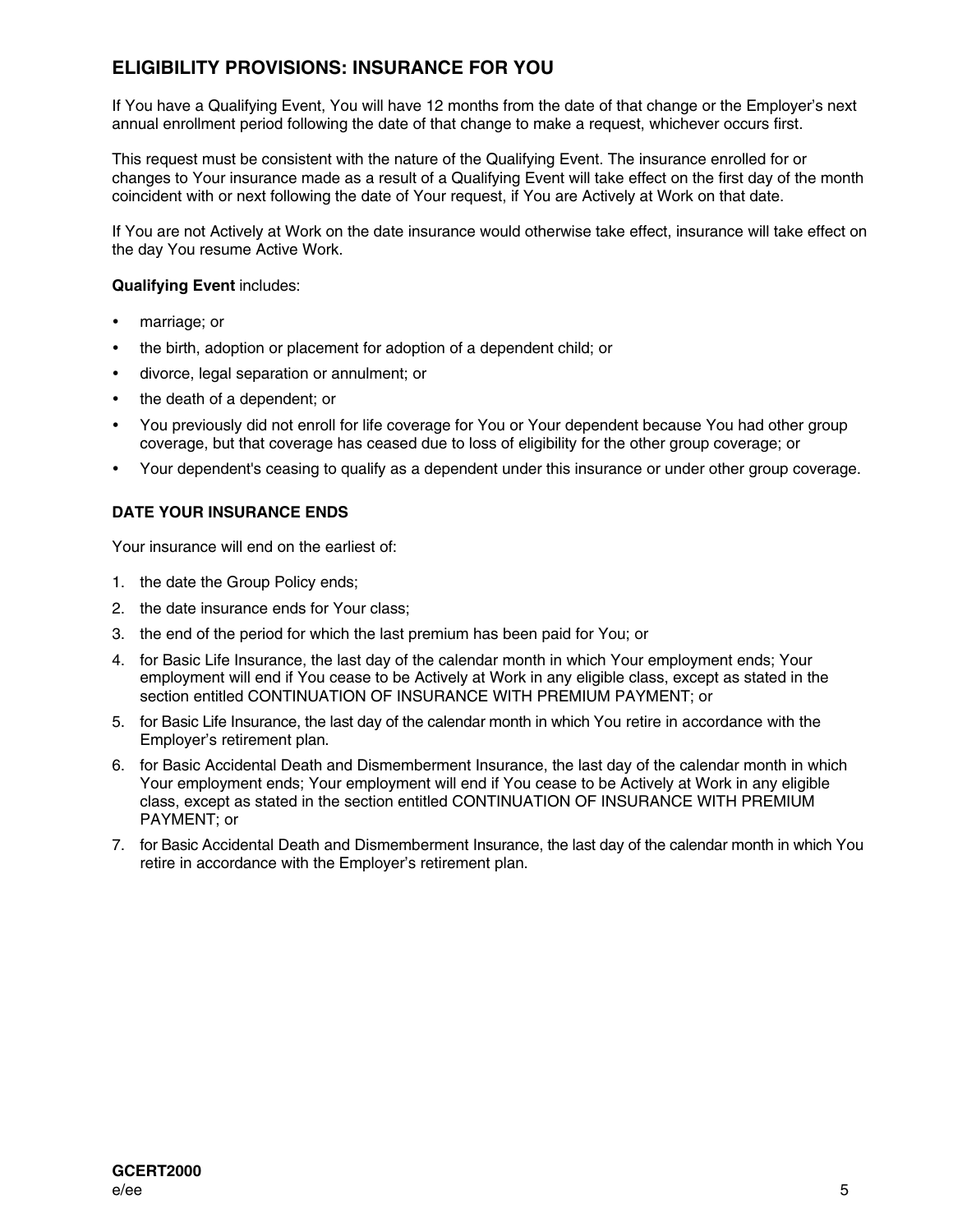## ELIGIBILITY PROVISIONS: INSURANCE FOR YOU

If You have a Qualifying Event, You will have 12 months from the date of that change or the Employer's next annual enrollment period following the date of that change to make a request, whichever occurs first.

This request must be consistent with the nature of the Qualifying Event. The insurance enrolled for or changes to Your insurance made as a result of a Qualifying Event will take effect on the first day of the month coincident with or next following the date of Your request, if You are Actively at Work on that date.

If You are not Actively at Work on the date insurance would otherwise take effect, insurance will take effect on the day You resume Active Work.

**Qualifying Event** includes:

- marriage; or
- the birth, adoption or placement for adoption of a dependent child; or
- divorce, legal separation or annulment; or
- the death of a dependent; or
- You previously did not enroll for life coverage for You or Your dependent because You had other group coverage, but that coverage has ceased due to loss of eligibility for the other group coverage; or
- Your dependent's ceasing to qualify as a dependent under this insurance or under other group coverage.

### DATE YOUR INSURANCE ENDS

Your insurance will end on the earliest of:

1. the date the Group Policy ends;
2. the date insurance ends for Your class;
3. the end of the period for which the last premium has been paid for You; or
4. for Basic Life Insurance, the last day of the calendar month in which Your employment ends; Your employment will end if You cease to be Actively at Work in any eligible class, except as stated in the section entitled CONTINUATION OF INSURANCE WITH PREMIUM PAYMENT; or
5. for Basic Life Insurance, the last day of the calendar month in which You retire in accordance with the Employer's retirement plan.
6. for Basic Accidental Death and Dismemberment Insurance, the last day of the calendar month in which Your employment ends; Your employment will end if You cease to be Actively at Work in any eligible class, except as stated in the section entitled CONTINUATION OF INSURANCE WITH PREMIUM PAYMENT; or
7. for Basic Accidental Death and Dismemberment Insurance, the last day of the calendar month in which You retire in accordance with the Employer's retirement plan.

**GCERT2000**
e/ee